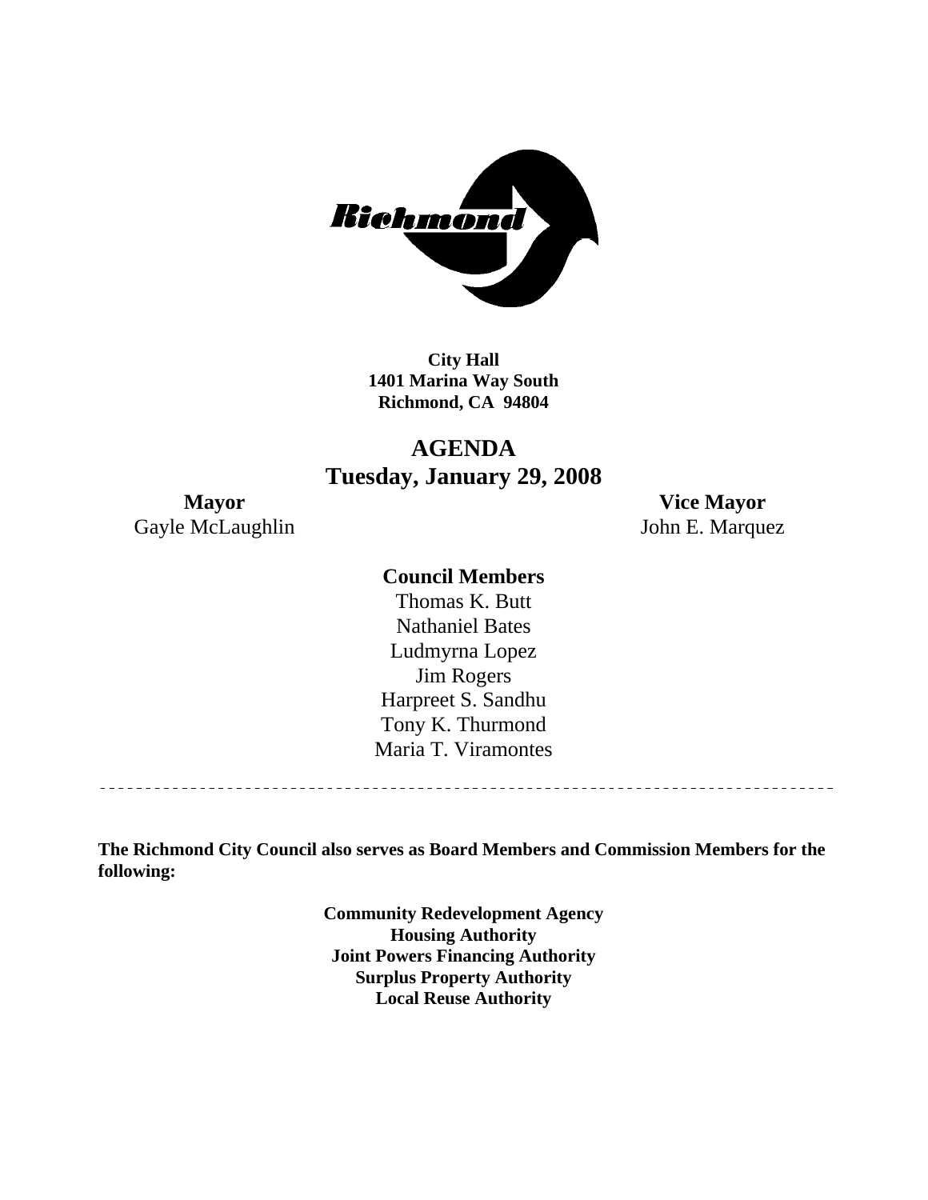**City Hall**
**1401 Marina Way South**
**Richmond, CA 94804**

# AGENDA

## Tuesday, January 29, 2008

**Mayor**
Gayle McLaughlin

**Vice Mayor**
John E. Marquez

**Council Members**

Thomas K. Butt
Nathaniel Bates
Ludmyrna Lopez
Jim Rogers
Harpreet S. Sandhu
Tony K. Thurmond
Maria T. Viramontes

---

**The Richmond City Council also serves as Board Members and Commission Members for the following:**

**Community Redevelopment Agency**
**Housing Authority**
**Joint Powers Financing Authority**
**Surplus Property Authority**
**Local Reuse Authority**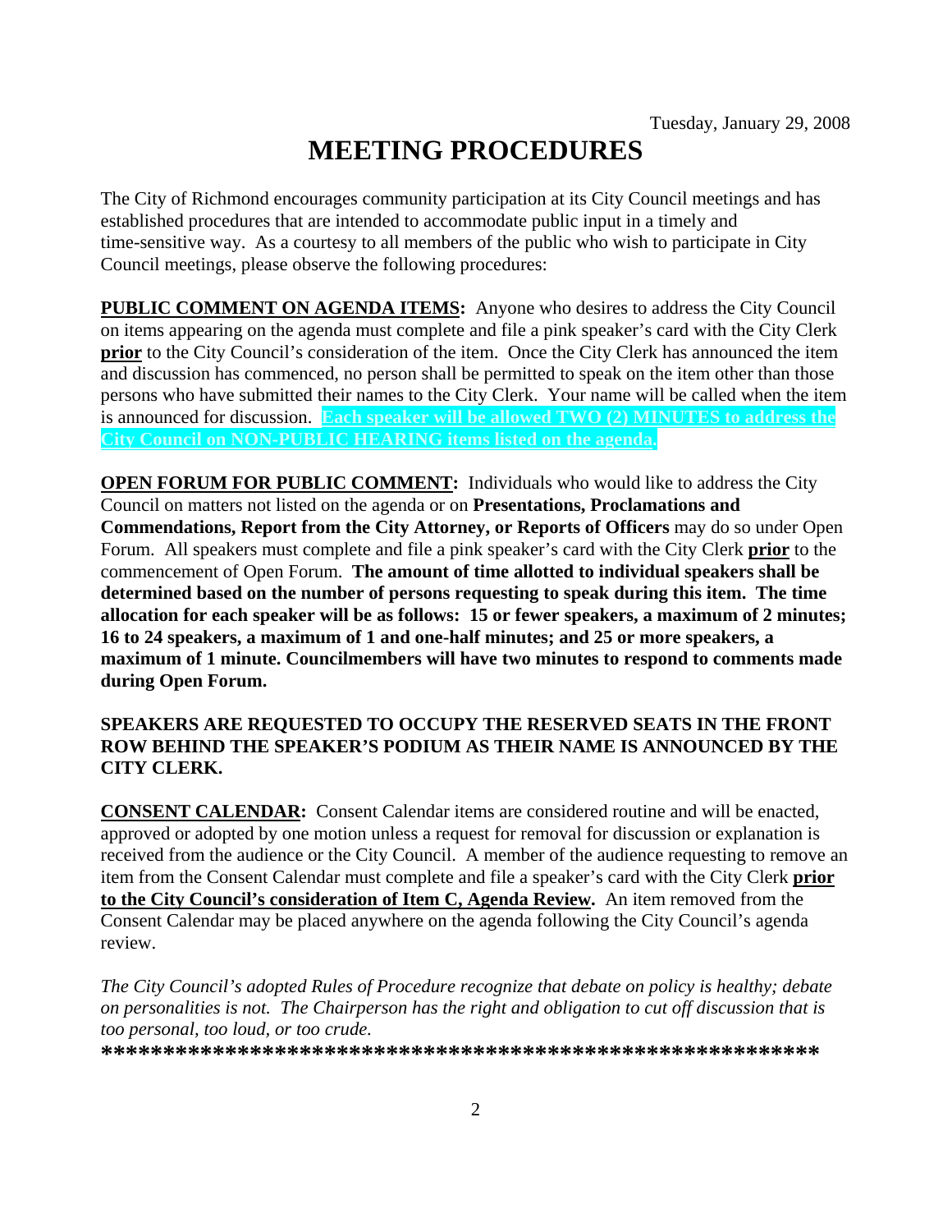Tuesday, January 29, 2008

# MEETING PROCEDURES

The City of Richmond encourages community participation at its City Council meetings and has established procedures that are intended to accommodate public input in a timely and time-sensitive way. As a courtesy to all members of the public who wish to participate in City Council meetings, please observe the following procedures:

**PUBLIC COMMENT ON AGENDA ITEMS:** Anyone who desires to address the City Council on items appearing on the agenda must complete and file a pink speaker's card with the City Clerk **prior** to the City Council's consideration of the item. Once the City Clerk has announced the item and discussion has commenced, no person shall be permitted to speak on the item other than those persons who have submitted their names to the City Clerk. Your name will be called when the item is announced for discussion. **Each speaker will be allowed TWO (2) MINUTES to address the City Council on NON-PUBLIC HEARING items listed on the agenda.**

**OPEN FORUM FOR PUBLIC COMMENT:** Individuals who would like to address the City Council on matters not listed on the agenda or on **Presentations, Proclamations and Commendations, Report from the City Attorney, or Reports of Officers** may do so under Open Forum. All speakers must complete and file a pink speaker's card with the City Clerk **prior** to the commencement of Open Forum. **The amount of time allotted to individual speakers shall be determined based on the number of persons requesting to speak during this item. The time allocation for each speaker will be as follows: 15 or fewer speakers, a maximum of 2 minutes; 16 to 24 speakers, a maximum of 1 and one-half minutes; and 25 or more speakers, a maximum of 1 minute. Councilmembers will have two minutes to respond to comments made during Open Forum.**

**SPEAKERS ARE REQUESTED TO OCCUPY THE RESERVED SEATS IN THE FRONT ROW BEHIND THE SPEAKER'S PODIUM AS THEIR NAME IS ANNOUNCED BY THE CITY CLERK.**

**CONSENT CALENDAR:** Consent Calendar items are considered routine and will be enacted, approved or adopted by one motion unless a request for removal for discussion or explanation is received from the audience or the City Council. A member of the audience requesting to remove an item from the Consent Calendar must complete and file a speaker's card with the City Clerk **prior to the City Council's consideration of Item C, Agenda Review.** An item removed from the Consent Calendar may be placed anywhere on the agenda following the City Council's agenda review.

*The City Council's adopted Rules of Procedure recognize that debate on policy is healthy; debate on personalities is not. The Chairperson has the right and obligation to cut off discussion that is too personal, too loud, or too crude.*

**********************************************************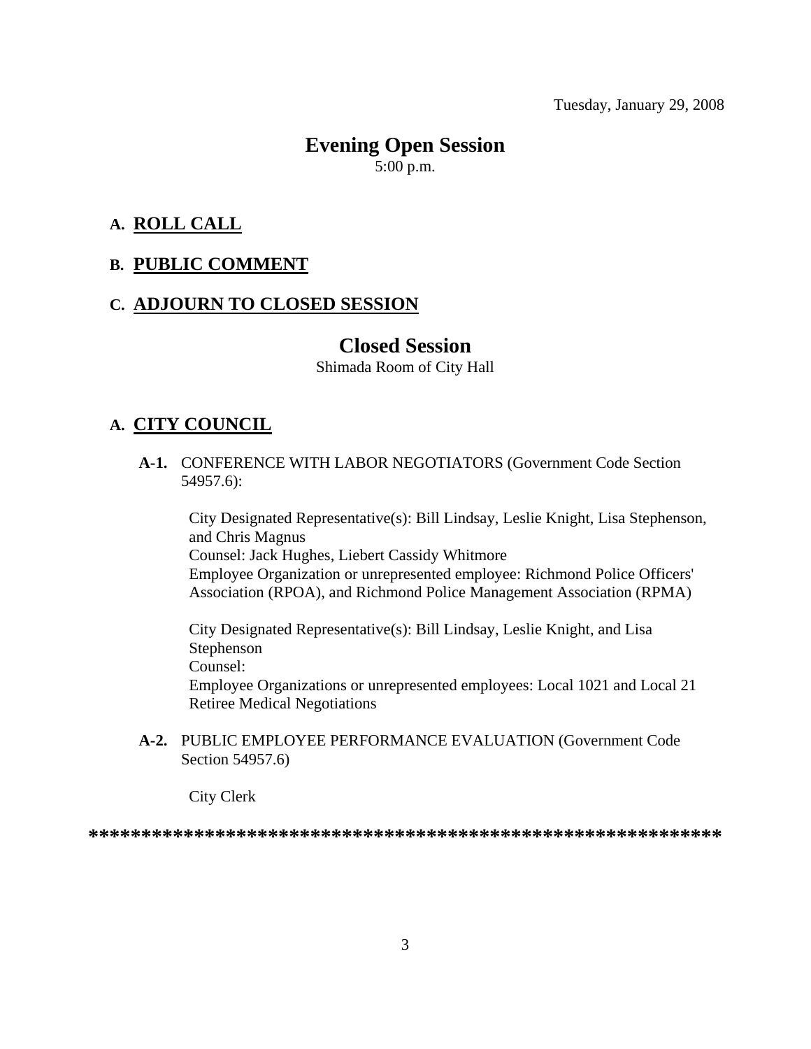Tuesday, January 29, 2008

# Evening Open Session

5:00 p.m.

## A. ROLL CALL

## B. PUBLIC COMMENT

## C. ADJOURN TO CLOSED SESSION

# Closed Session

Shimada Room of City Hall

## A. CITY COUNCIL

**A-1.** CONFERENCE WITH LABOR NEGOTIATORS (Government Code Section 54957.6):

City Designated Representative(s): Bill Lindsay, Leslie Knight, Lisa Stephenson, and Chris Magnus
Counsel: Jack Hughes, Liebert Cassidy Whitmore
Employee Organization or unrepresented employee: Richmond Police Officers' Association (RPOA), and Richmond Police Management Association (RPMA)

City Designated Representative(s): Bill Lindsay, Leslie Knight, and Lisa Stephenson
Counsel:
Employee Organizations or unrepresented employees: Local 1021 and Local 21 Retiree Medical Negotiations

**A-2.** PUBLIC EMPLOYEE PERFORMANCE EVALUATION (Government Code Section 54957.6)

City Clerk

**************************************************************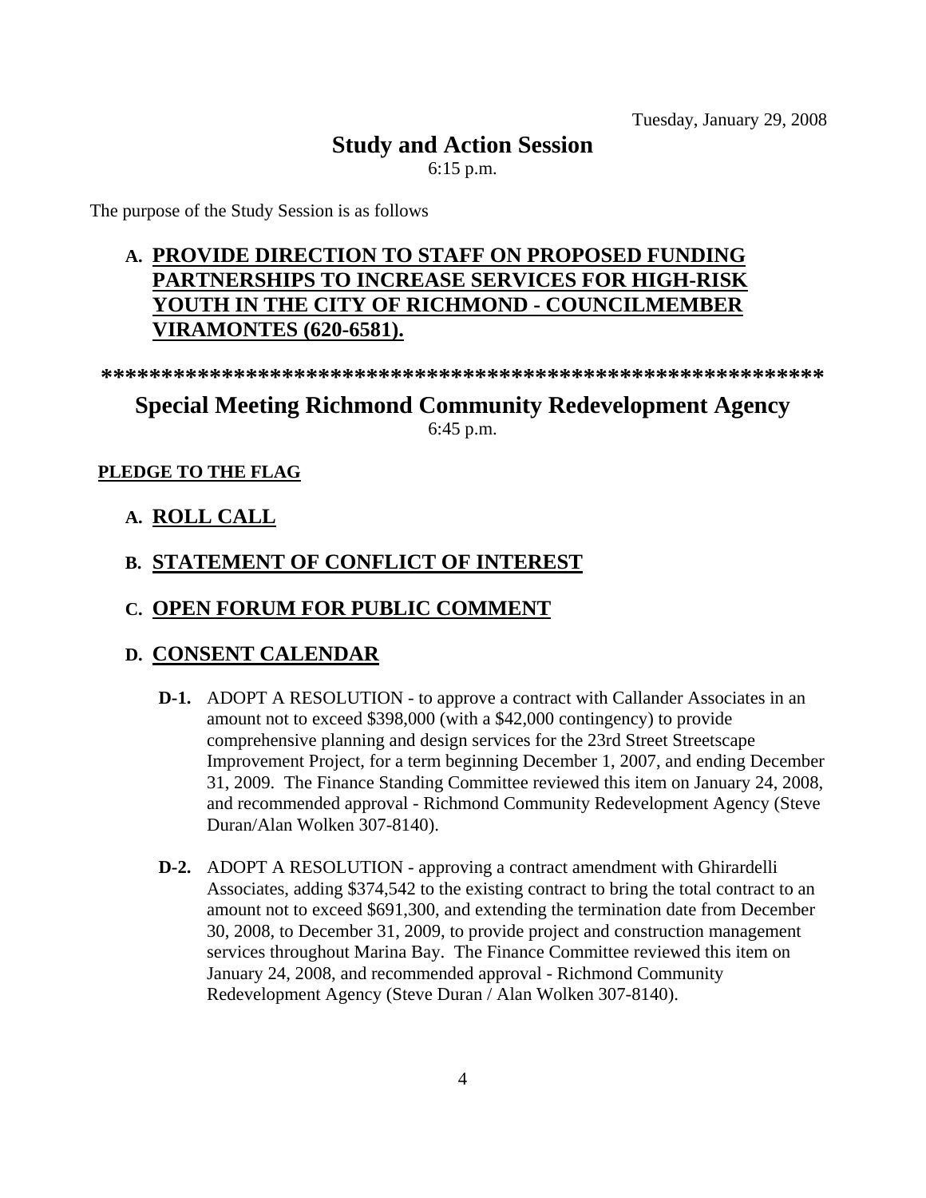Tuesday, January 29, 2008

## Study and Action Session

6:15 p.m.

The purpose of the Study Session is as follows

**A. PROVIDE DIRECTION TO STAFF ON PROPOSED FUNDING PARTNERSHIPS TO INCREASE SERVICES FOR HIGH-RISK YOUTH IN THE CITY OF RICHMOND - COUNCILMEMBER VIRAMONTES (620-6581).**

**************************************************************

## Special Meeting Richmond Community Redevelopment Agency

6:45 p.m.

**PLEDGE TO THE FLAG**

### A. ROLL CALL

### B. STATEMENT OF CONFLICT OF INTEREST

### C. OPEN FORUM FOR PUBLIC COMMENT

### D. CONSENT CALENDAR

**D-1.** ADOPT A RESOLUTION - to approve a contract with Callander Associates in an amount not to exceed $398,000 (with a $42,000 contingency) to provide comprehensive planning and design services for the 23rd Street Streetscape Improvement Project, for a term beginning December 1, 2007, and ending December 31, 2009. The Finance Standing Committee reviewed this item on January 24, 2008, and recommended approval - Richmond Community Redevelopment Agency (Steve Duran/Alan Wolken 307-8140).

**D-2.** ADOPT A RESOLUTION - approving a contract amendment with Ghirardelli Associates, adding $374,542 to the existing contract to bring the total contract to an amount not to exceed $691,300, and extending the termination date from December 30, 2008, to December 31, 2009, to provide project and construction management services throughout Marina Bay. The Finance Committee reviewed this item on January 24, 2008, and recommended approval - Richmond Community Redevelopment Agency (Steve Duran / Alan Wolken 307-8140).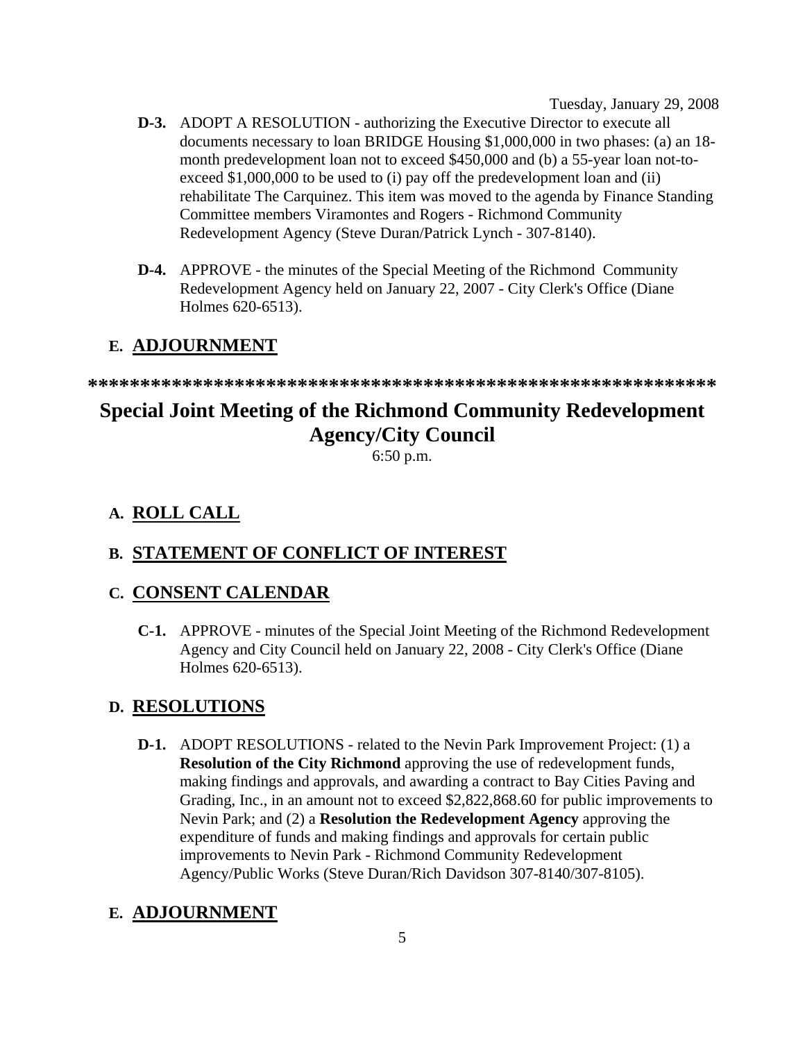Tuesday, January 29, 2008

**D-3.** ADOPT A RESOLUTION - authorizing the Executive Director to execute all documents necessary to loan BRIDGE Housing $1,000,000 in two phases: (a) an 18-month predevelopment loan not to exceed $450,000 and (b) a 55-year loan not-to-exceed $1,000,000 to be used to (i) pay off the predevelopment loan and (ii) rehabilitate The Carquinez. This item was moved to the agenda by Finance Standing Committee members Viramontes and Rogers - Richmond Community Redevelopment Agency (Steve Duran/Patrick Lynch - 307-8140).

**D-4.** APPROVE - the minutes of the Special Meeting of the Richmond Community Redevelopment Agency held on January 22, 2007 - City Clerk's Office (Diane Holmes 620-6513).

## E. ADJOURNMENT

*************************************************************

# Special Joint Meeting of the Richmond Community Redevelopment Agency/City Council

6:50 p.m.

## A. ROLL CALL

## B. STATEMENT OF CONFLICT OF INTEREST

## C. CONSENT CALENDAR

**C-1.** APPROVE - minutes of the Special Joint Meeting of the Richmond Redevelopment Agency and City Council held on January 22, 2008 - City Clerk's Office (Diane Holmes 620-6513).

## D. RESOLUTIONS

**D-1.** ADOPT RESOLUTIONS - related to the Nevin Park Improvement Project: (1) a **Resolution of the City Richmond** approving the use of redevelopment funds, making findings and approvals, and awarding a contract to Bay Cities Paving and Grading, Inc., in an amount not to exceed $2,822,868.60 for public improvements to Nevin Park; and (2) a **Resolution the Redevelopment Agency** approving the expenditure of funds and making findings and approvals for certain public improvements to Nevin Park - Richmond Community Redevelopment Agency/Public Works (Steve Duran/Rich Davidson 307-8140/307-8105).

## E. ADJOURNMENT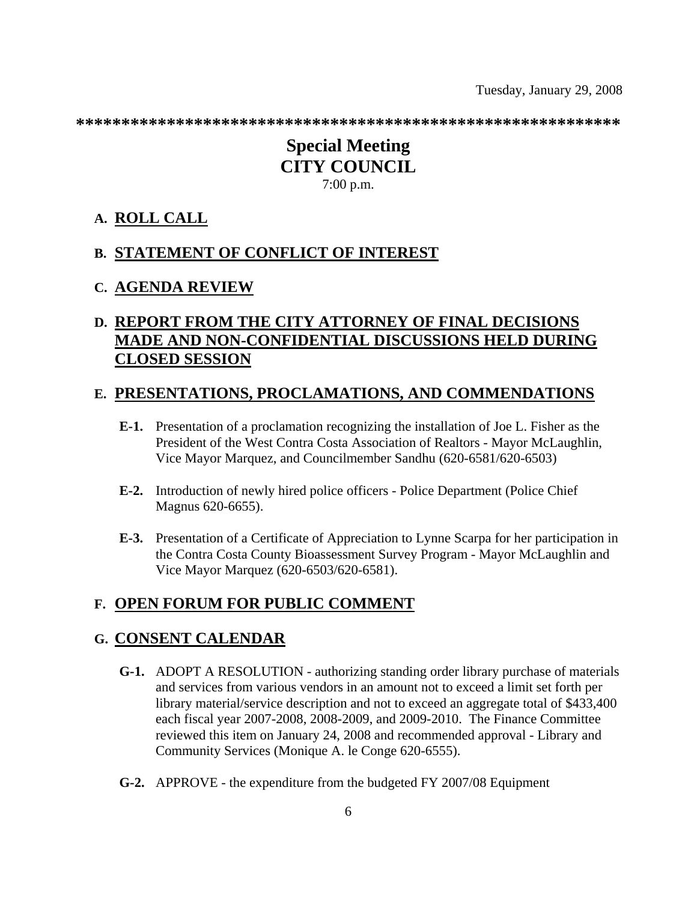Tuesday, January 29, 2008

**************************************************************

# Special Meeting
# CITY COUNCIL

7:00 p.m.

## A. ROLL CALL

## B. STATEMENT OF CONFLICT OF INTEREST

## C. AGENDA REVIEW

## D. REPORT FROM THE CITY ATTORNEY OF FINAL DECISIONS MADE AND NON-CONFIDENTIAL DISCUSSIONS HELD DURING CLOSED SESSION

## E. PRESENTATIONS, PROCLAMATIONS, AND COMMENDATIONS

**E-1.** Presentation of a proclamation recognizing the installation of Joe L. Fisher as the President of the West Contra Costa Association of Realtors - Mayor McLaughlin, Vice Mayor Marquez, and Councilmember Sandhu (620-6581/620-6503)

**E-2.** Introduction of newly hired police officers - Police Department (Police Chief Magnus 620-6655).

**E-3.** Presentation of a Certificate of Appreciation to Lynne Scarpa for her participation in the Contra Costa County Bioassessment Survey Program - Mayor McLaughlin and Vice Mayor Marquez (620-6503/620-6581).

## F. OPEN FORUM FOR PUBLIC COMMENT

## G. CONSENT CALENDAR

**G-1.** ADOPT A RESOLUTION - authorizing standing order library purchase of materials and services from various vendors in an amount not to exceed a limit set forth per library material/service description and not to exceed an aggregate total of $433,400 each fiscal year 2007-2008, 2008-2009, and 2009-2010. The Finance Committee reviewed this item on January 24, 2008 and recommended approval - Library and Community Services (Monique A. le Conge 620-6555).

**G-2.** APPROVE - the expenditure from the budgeted FY 2007/08 Equipment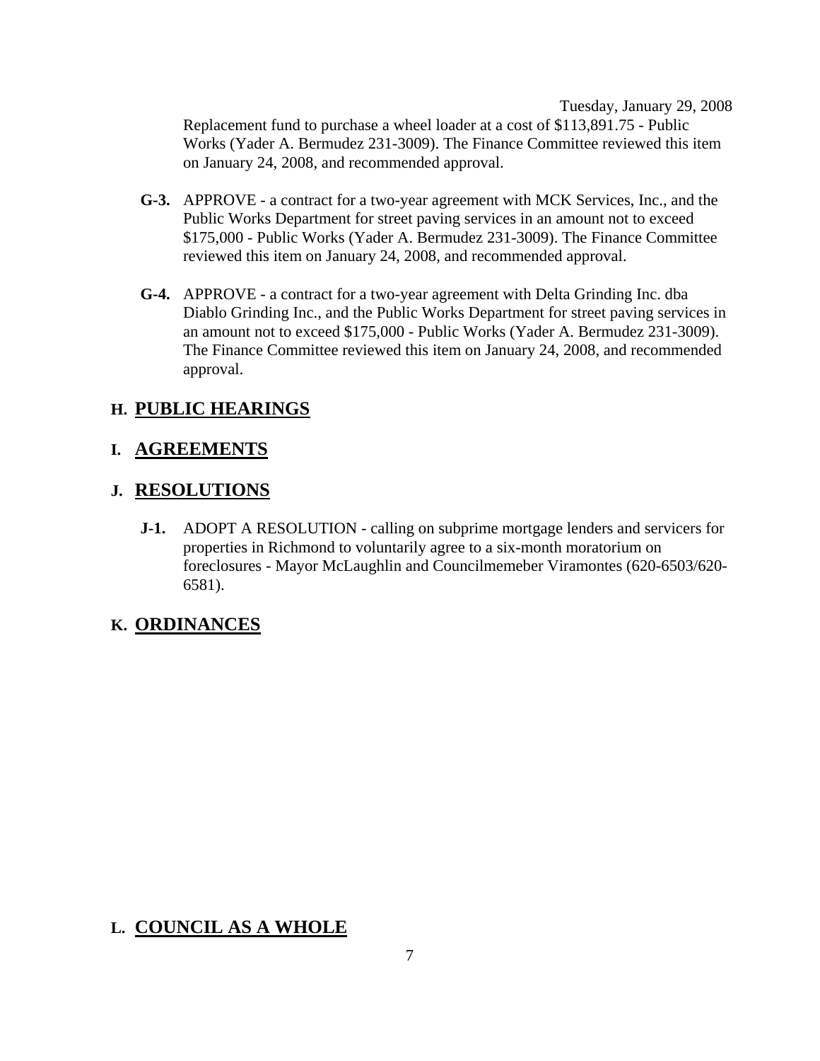Replacement fund to purchase a wheel loader at a cost of $113,891.75 - Public Works (Yader A. Bermudez 231-3009). The Finance Committee reviewed this item on January 24, 2008, and recommended approval.

**G-3.** APPROVE - a contract for a two-year agreement with MCK Services, Inc., and the Public Works Department for street paving services in an amount not to exceed $175,000 - Public Works (Yader A. Bermudez 231-3009). The Finance Committee reviewed this item on January 24, 2008, and recommended approval.

**G-4.** APPROVE - a contract for a two-year agreement with Delta Grinding Inc. dba Diablo Grinding Inc., and the Public Works Department for street paving services in an amount not to exceed $175,000 - Public Works (Yader A. Bermudez 231-3009). The Finance Committee reviewed this item on January 24, 2008, and recommended approval.

## H. PUBLIC HEARINGS

## I. AGREEMENTS

## J. RESOLUTIONS

**J-1.** ADOPT A RESOLUTION - calling on subprime mortgage lenders and servicers for properties in Richmond to voluntarily agree to a six-month moratorium on foreclosures - Mayor McLaughlin and Councilmemeber Viramontes (620-6503/620-6581).

## K. ORDINANCES

## L. COUNCIL AS A WHOLE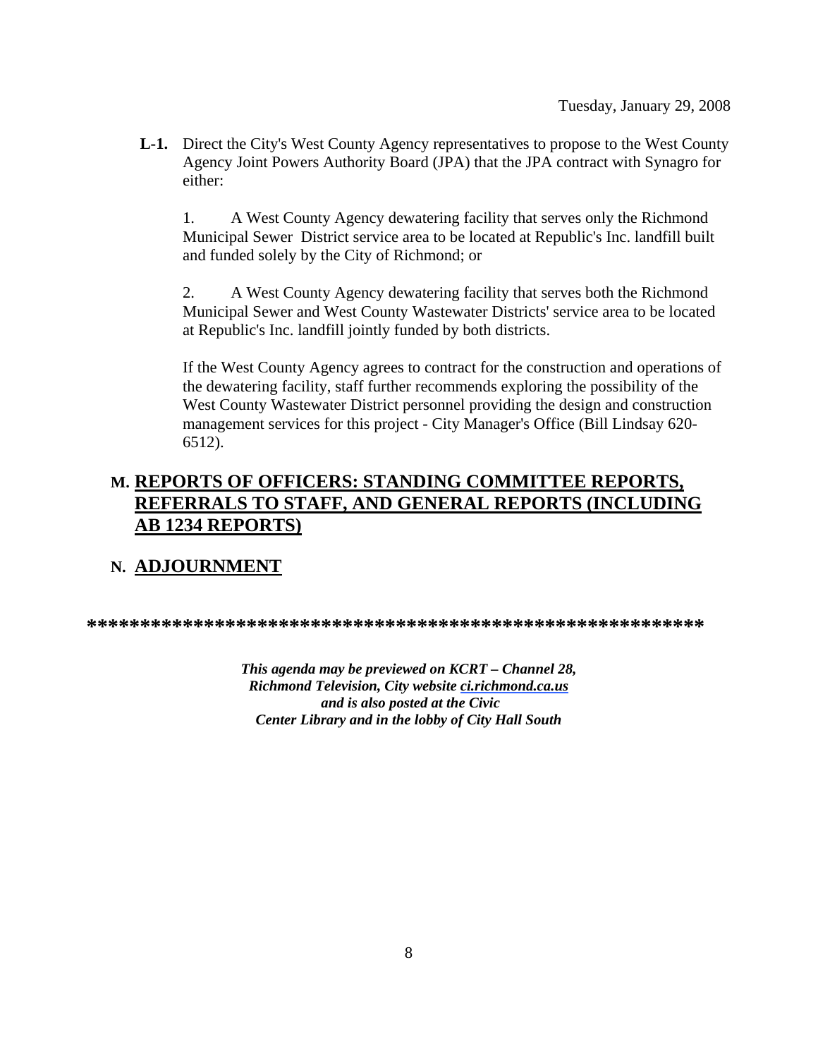Tuesday, January 29, 2008

**L-1.** Direct the City's West County Agency representatives to propose to the West County Agency Joint Powers Authority Board (JPA) that the JPA contract with Synagro for either:

1. A West County Agency dewatering facility that serves only the Richmond Municipal Sewer District service area to be located at Republic's Inc. landfill built and funded solely by the City of Richmond; or

2. A West County Agency dewatering facility that serves both the Richmond Municipal Sewer and West County Wastewater Districts' service area to be located at Republic's Inc. landfill jointly funded by both districts.

If the West County Agency agrees to contract for the construction and operations of the dewatering facility, staff further recommends exploring the possibility of the West County Wastewater District personnel providing the design and construction management services for this project - City Manager's Office (Bill Lindsay 620-6512).

## M. REPORTS OF OFFICERS: STANDING COMMITTEE REPORTS, REFERRALS TO STAFF, AND GENERAL REPORTS (INCLUDING AB 1234 REPORTS)

## N. ADJOURNMENT

**************************************************************

***This agenda may be previewed on KCRT – Channel 28, Richmond Television, City website ci.richmond.ca.us and is also posted at the Civic Center Library and in the lobby of City Hall South***